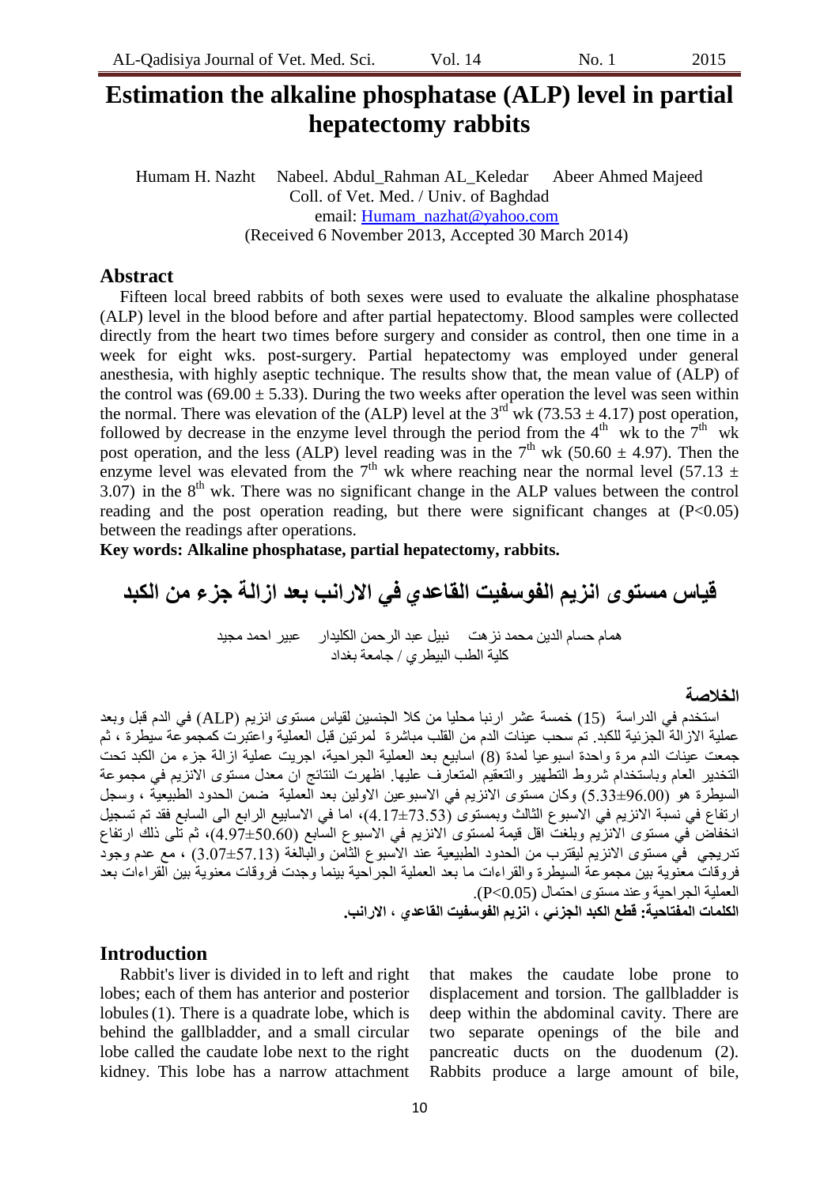# Estimation the alkaline phosphatase (ALP) level in partial hepatectomy rabbits

Humam H. Nazht  Nabeel. Abdul_Rahman AL_Keledar  Abeer Ahmed Majeed
Coll. of Vet. Med. / Univ. of Baghdad
email: Humam_nazhat@yahoo.com
(Received 6 November 2013, Accepted 30 March 2014)

## Abstract

Fifteen local breed rabbits of both sexes were used to evaluate the alkaline phosphatase (ALP) level in the blood before and after partial hepatectomy. Blood samples were collected directly from the heart two times before surgery and consider as control, then one time in a week for eight wks. post-surgery. Partial hepatectomy was employed under general anesthesia, with highly aseptic technique. The results show that, the mean value of (ALP) of the control was ($69.00 \pm 5.33$). During the two weeks after operation the level was seen within the normal. There was elevation of the (ALP) level at the 3rd wk ($73.53 \pm 4.17$) post operation, followed by decrease in the enzyme level through the period from the 4th wk to the 7th wk post operation, and the less (ALP) level reading was in the 7th wk ($50.60 \pm 4.97$). Then the enzyme level was elevated from the 7th wk where reaching near the normal level ($57.13 \pm 3.07$) in the 8th wk. There was no significant change in the ALP values between the control reading and the post operation reading, but there were significant changes at ($P<0.05$) between the readings after operations.

**Key words: Alkaline phosphatase, partial hepatectomy, rabbits.**

# قياس مستوى انزيم الفوسفيت القاعدي في الارانب بعد ازالة جزء من الكبد

همام حسام الدين محمد نزهت  نبيل عبد الرحمن الكليدار  عبير احمد مجيد
كلية الطب البيطري / جامعة بغداد

## الخلاصة

استخدم في الدراسة (15) خمسة عشر ارنبا محليا من كلا الجنسين لقياس مستوى انزيم (ALP) في الدم قبل وبعد عملية الازالة الجزئية للكبد. تم سحب عينات الدم من القلب مباشرة لمرتين قبل العملية واعتبرت كمجموعة سيطرة ، ثم جمعت عينات الدم مرة واحدة اسبوعيا لمدة (8) اسابيع بعد العملية الجراحية، اجريت عملية ازالة جزء من الكبد تحت التخدير العام وباستخدام شروط التطهير والتعقيم المتعارف عليها. اظهرت النتائج ان معدل مستوى الانزيم في مجموعة السيطرة هو (5.33±96.00) وكان مستوى الانزيم في الاسبوعين الاولين بعد العملية ضمن الحدود الطبيعية ، وسجل ارتفاع في نسبة الانزيم في الاسبوع الثالث وبمستوى (4.17±73.53)، اما في الاسابيع الرابع الى السابع فقد تم تسجيل انخفاض في مستوى الانزيم وبلغت اقل قيمة لمستوى الانزيم في الاسبوع السابع (4.97±50.60)، ثم تلى ذلك ارتفاع تدريجي في مستوى الانزيم ليقترب من الحدود الطبيعية عند الاسبوع الثامن والبالغة (3.07±57.13) ، مع عدم وجود فروقات معنوية بين مجموعة السيطرة والقراءات ما بعد العملية الجراحية بينما وجدت فروقات معنوية بين القراءات بعد العملية الجراحية وعند مستوى احتمال (P<0.05).

**الكلمات المفتاحية: قطع الكبد الجزئي ، انزيم الفوسفيت القاعدي ، الارانب.**

## Introduction

Rabbit's liver is divided in to left and right lobes; each of them has anterior and posterior lobules (1). There is a quadrate lobe, which is behind the gallbladder, and a small circular lobe called the caudate lobe next to the right kidney. This lobe has a narrow attachment that makes the caudate lobe prone to displacement and torsion. The gallbladder is deep within the abdominal cavity. There are two separate openings of the bile and pancreatic ducts on the duodenum (2). Rabbits produce a large amount of bile,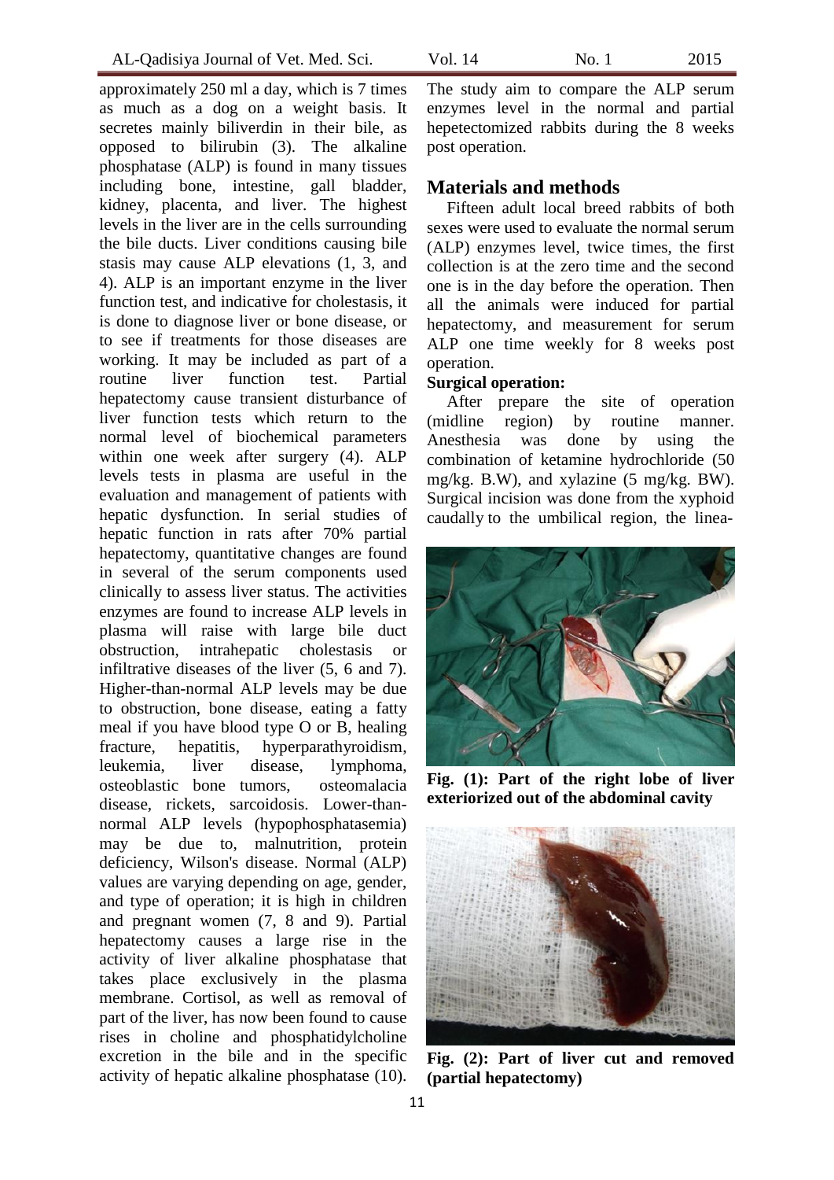approximately 250 ml a day, which is 7 times as much as a dog on a weight basis. It secretes mainly biliverdin in their bile, as opposed to bilirubin (3). The alkaline phosphatase (ALP) is found in many tissues including bone, intestine, gall bladder, kidney, placenta, and liver. The highest levels in the liver are in the cells surrounding the bile ducts. Liver conditions causing bile stasis may cause ALP elevations (1, 3, and 4). ALP is an important enzyme in the liver function test, and indicative for cholestasis, it is done to diagnose liver or bone disease, or to see if treatments for those diseases are working. It may be included as part of a routine liver function test. Partial hepatectomy cause transient disturbance of liver function tests which return to the normal level of biochemical parameters within one week after surgery (4). ALP levels tests in plasma are useful in the evaluation and management of patients with hepatic dysfunction. In serial studies of hepatic function in rats after 70% partial hepatectomy, quantitative changes are found in several of the serum components used clinically to assess liver status. The activities enzymes are found to increase ALP levels in plasma will raise with large bile duct obstruction, intrahepatic cholestasis or infiltrative diseases of the liver (5, 6 and 7). Higher-than-normal ALP levels may be due to obstruction, bone disease, eating a fatty meal if you have blood type O or B, healing fracture, hepatitis, hyperparathyroidism, leukemia, liver disease, lymphoma, osteoblastic bone tumors, osteomalacia disease, rickets, sarcoidosis. Lower-than-normal ALP levels (hypophosphatasemia) may be due to, malnutrition, protein deficiency, Wilson's disease. Normal (ALP) values are varying depending on age, gender, and type of operation; it is high in children and pregnant women (7, 8 and 9). Partial hepatectomy causes a large rise in the activity of liver alkaline phosphatase that takes place exclusively in the plasma membrane. Cortisol, as well as removal of part of the liver, has now been found to cause rises in choline and phosphatidylcholine excretion in the bile and in the specific activity of hepatic alkaline phosphatase (10).

The study aim to compare the ALP serum enzymes level in the normal and partial hepetectomized rabbits during the 8 weeks post operation.

## Materials and methods

Fifteen adult local breed rabbits of both sexes were used to evaluate the normal serum (ALP) enzymes level, twice times, the first collection is at the zero time and the second one is in the day before the operation. Then all the animals were induced for partial hepatectomy, and measurement for serum ALP one time weekly for 8 weeks post operation.

**Surgical operation:**

After prepare the site of operation (midline region) by routine manner. Anesthesia was done by using the combination of ketamine hydrochloride (50 mg/kg. B.W), and xylazine (5 mg/kg. BW). Surgical incision was done from the xyphoid caudally to the umbilical region, the linea-

**Fig. (1): Part of the right lobe of liver exteriorized out of the abdominal cavity**

**Fig. (2): Part of liver cut and removed (partial hepatectomy)**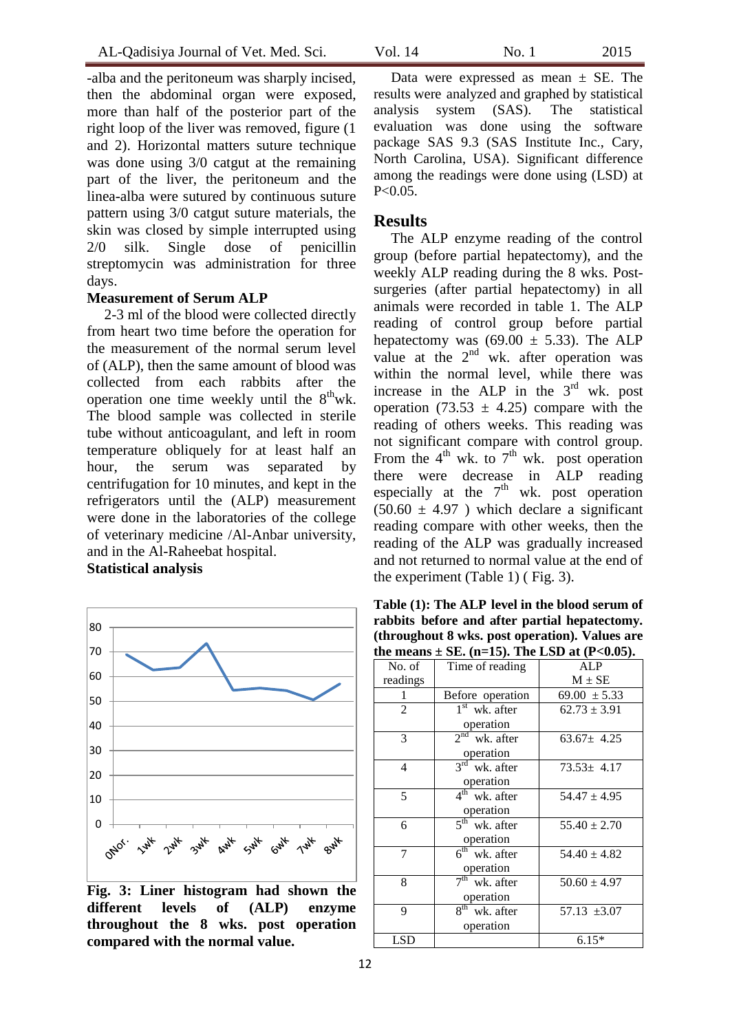-alba and the peritoneum was sharply incised, then the abdominal organ were exposed, more than half of the posterior part of the right loop of the liver was removed, figure (1 and 2). Horizontal matters suture technique was done using 3/0 catgut at the remaining part of the liver, the peritoneum and the linea-alba were sutured by continuous suture pattern using 3/0 catgut suture materials, the skin was closed by simple interrupted using 2/0 silk. Single dose of penicillin streptomycin was administration for three days.

**Measurement of Serum ALP**

2-3 ml of the blood were collected directly from heart two time before the operation for the measurement of the normal serum level of (ALP), then the same amount of blood was collected from each rabbits after the operation one time weekly until the 8thwk. The blood sample was collected in sterile tube without anticoagulant, and left in room temperature obliquely for at least half an hour, the serum was separated by centrifugation for 10 minutes, and kept in the refrigerators until the (ALP) measurement were done in the laboratories of the college of veterinary medicine /Al-Anbar university, and in the Al-Raheebat hospital.

**Statistical analysis**

Data were expressed as mean ± SE. The results were analyzed and graphed by statistical analysis system (SAS). The statistical evaluation was done using the software package SAS 9.3 (SAS Institute Inc., Cary, North Carolina, USA). Significant difference among the readings were done using (LSD) at $P<0.05$.

## Results

The ALP enzyme reading of the control group (before partial hepatectomy), and the weekly ALP reading during the 8 wks. Post-surgeries (after partial hepatectomy) in all animals were recorded in table 1. The ALP reading of control group before partial hepatectomy was (69.00 ± 5.33). The ALP value at the 2nd wk. after operation was within the normal level, while there was increase in the ALP in the 3rd wk. post operation (73.53 ± 4.25) compare with the reading of others weeks. This reading was not significant compare with control group. From the 4th wk. to 7th wk. post operation there were decrease in ALP reading especially at the 7th wk. post operation (50.60 ± 4.97 ) which declare a significant reading compare with other weeks, then the reading of the ALP was gradually increased and not returned to normal value at the end of the experiment (Table 1) ( Fig. 3).

**Table (1): The ALP level in the blood serum of rabbits before and after partial hepatectomy. (throughout 8 wks. post operation). Values are the means ± SE. (n=15). The LSD at (P<0.05).**

| No. of readings | Time of reading | ALP M ± SE |
|---|---|---|
| 1 | Before operation | 69.00 ± 5.33 |
| 2 | 1st wk. after operation | 62.73 ± 3.91 |
| 3 | 2nd wk. after operation | 63.67± 4.25 |
| 4 | 3rd wk. after operation | 73.53± 4.17 |
| 5 | 4th wk. after operation | 54.47 ± 4.95 |
| 6 | 5th wk. after operation | 55.40 ± 2.70 |
| 7 | 6th wk. after operation | 54.40 ± 4.82 |
| 8 | 7th wk. after operation | 50.60 ± 4.97 |
| 9 | 8th wk. after operation | 57.13 ±3.07 |
| LSD | | 6.15* |

**Fig. 3: Liner histogram had shown the different levels of (ALP) enzyme throughout the 8 wks. post operation compared with the normal value.**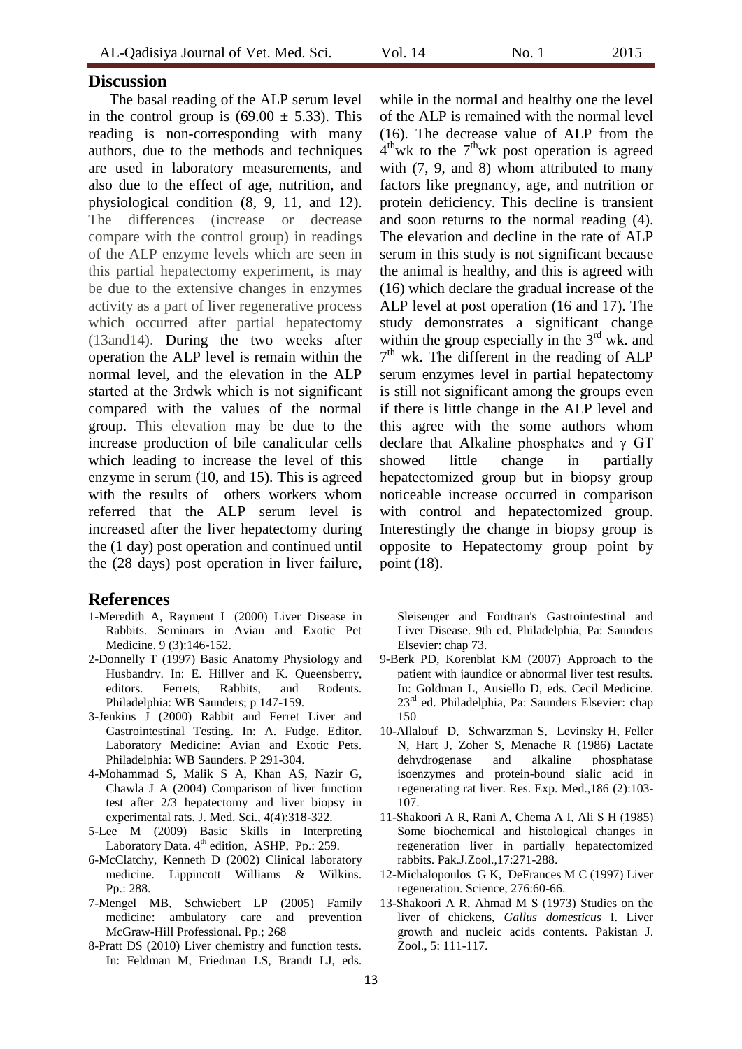## Discussion

The basal reading of the ALP serum level in the control group is ($69.00 \pm 5.33$). This reading is non-corresponding with many authors, due to the methods and techniques are used in laboratory measurements, and also due to the effect of age, nutrition, and physiological condition (8, 9, 11, and 12). The differences (increase or decrease compare with the control group) in readings of the ALP enzyme levels which are seen in this partial hepatectomy experiment, is may be due to the extensive changes in enzymes activity as a part of liver regenerative process which occurred after partial hepatectomy (13and14). During the two weeks after operation the ALP level is remain within the normal level, and the elevation in the ALP started at the 3rdwk which is not significant compared with the values of the normal group. This elevation may be due to the increase production of bile canalicular cells which leading to increase the level of this enzyme in serum (10, and 15). This is agreed with the results of others workers whom referred that the ALP serum level is increased after the liver hepatectomy during the (1 day) post operation and continued until the (28 days) post operation in liver failure, while in the normal and healthy one the level of the ALP is remained with the normal level (16). The decrease value of ALP from the 4thwk to the 7thwk post operation is agreed with (7, 9, and 8) whom attributed to many factors like pregnancy, age, and nutrition or protein deficiency. This decline is transient and soon returns to the normal reading (4). The elevation and decline in the rate of ALP serum in this study is not significant because the animal is healthy, and this is agreed with (16) which declare the gradual increase of the ALP level at post operation (16 and 17). The study demonstrates a significant change within the group especially in the 3rd wk. and 7th wk. The different in the reading of ALP serum enzymes level in partial hepatectomy is still not significant among the groups even if there is little change in the ALP level and this agree with the some authors whom declare that Alkaline phosphates and $\gamma$ GT showed little change in partially hepatectomized group but in biopsy group noticeable increase occurred in comparison with control and hepatectomized group. Interestingly the change in biopsy group is opposite to Hepatectomy group point by point (18).

## References

1-Meredith A, Rayment L (2000) Liver Disease in Rabbits. Seminars in Avian and Exotic Pet Medicine, 9 (3):146-152.

2-Donnelly T (1997) Basic Anatomy Physiology and Husbandry. In: E. Hillyer and K. Queensberry, editors. Ferrets, Rabbits, and Rodents. Philadelphia: WB Saunders; p 147-159.

3-Jenkins J (2000) Rabbit and Ferret Liver and Gastrointestinal Testing. In: A. Fudge, Editor. Laboratory Medicine: Avian and Exotic Pets. Philadelphia: WB Saunders. P 291-304.

4-Mohammad S, Malik S A, Khan AS, Nazir G, Chawla J A (2004) Comparison of liver function test after 2/3 hepatectomy and liver biopsy in experimental rats. J. Med. Sci., 4(4):318-322.

5-Lee M (2009) Basic Skills in Interpreting Laboratory Data. 4th edition, ASHP, Pp.: 259.

6-McClatchy, Kenneth D (2002) Clinical laboratory medicine. Lippincott Williams & Wilkins. Pp.: 288.

7-Mengel MB, Schwiebert LP (2005) Family medicine: ambulatory care and prevention McGraw-Hill Professional. Pp.; 268

8-Pratt DS (2010) Liver chemistry and function tests. In: Feldman M, Friedman LS, Brandt LJ, eds. Sleisenger and Fordtran's Gastrointestinal and Liver Disease. 9th ed. Philadelphia, Pa: Saunders Elsevier: chap 73.

9-Berk PD, Korenblat KM (2007) Approach to the patient with jaundice or abnormal liver test results. In: Goldman L, Ausiello D, eds. Cecil Medicine. 23rd ed. Philadelphia, Pa: Saunders Elsevier: chap 150

10-Allalouf D, Schwarzman S, Levinsky H, Feller N, Hart J, Zoher S, Menache R (1986) Lactate dehydrogenase and alkaline phosphatase isoenzymes and protein-bound sialic acid in regenerating rat liver. Res. Exp. Med.,186 (2):103-107.

11-Shakoori A R, Rani A, Chema A I, Ali S H (1985) Some biochemical and histological changes in regeneration liver in partially hepatectomized rabbits. Pak.J.Zool.,17:271-288.

12-Michalopoulos G K, DeFrances M C (1997) Liver regeneration. Science, 276:60-66.

13-Shakoori A R, Ahmad M S (1973) Studies on the liver of chickens, *Gallus domesticus* I. Liver growth and nucleic acids contents. Pakistan J. Zool., 5: 111-117.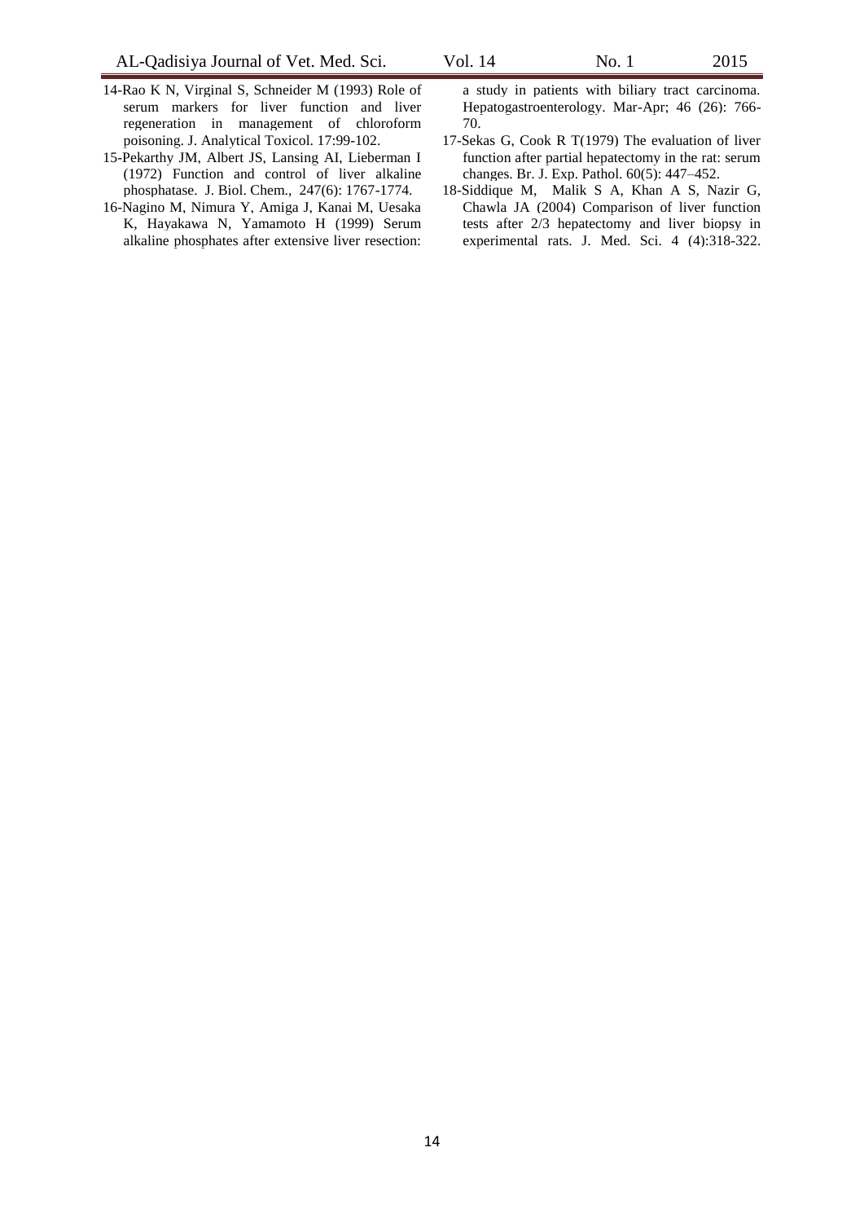14-Rao K N, Virginal S, Schneider M (1993) Role of serum markers for liver function and liver regeneration in management of chloroform poisoning. J. Analytical Toxicol. 17:99-102.

15-Pekarthy JM, Albert JS, Lansing AI, Lieberman I (1972) Function and control of liver alkaline phosphatase. J. Biol. Chem., 247(6): 1767-1774.

16-Nagino M, Nimura Y, Amiga J, Kanai M, Uesaka K, Hayakawa N, Yamamoto H (1999) Serum alkaline phosphates after extensive liver resection: a study in patients with biliary tract carcinoma. Hepatogastroenterology. Mar-Apr; 46 (26): 766-70.

17-Sekas G, Cook R T(1979) The evaluation of liver function after partial hepatectomy in the rat: serum changes. Br. J. Exp. Pathol. 60(5): 447–452.

18-Siddique M, Malik S A, Khan A S, Nazir G, Chawla JA (2004) Comparison of liver function tests after 2/3 hepatectomy and liver biopsy in experimental rats. J. Med. Sci. 4 (4):318-322.